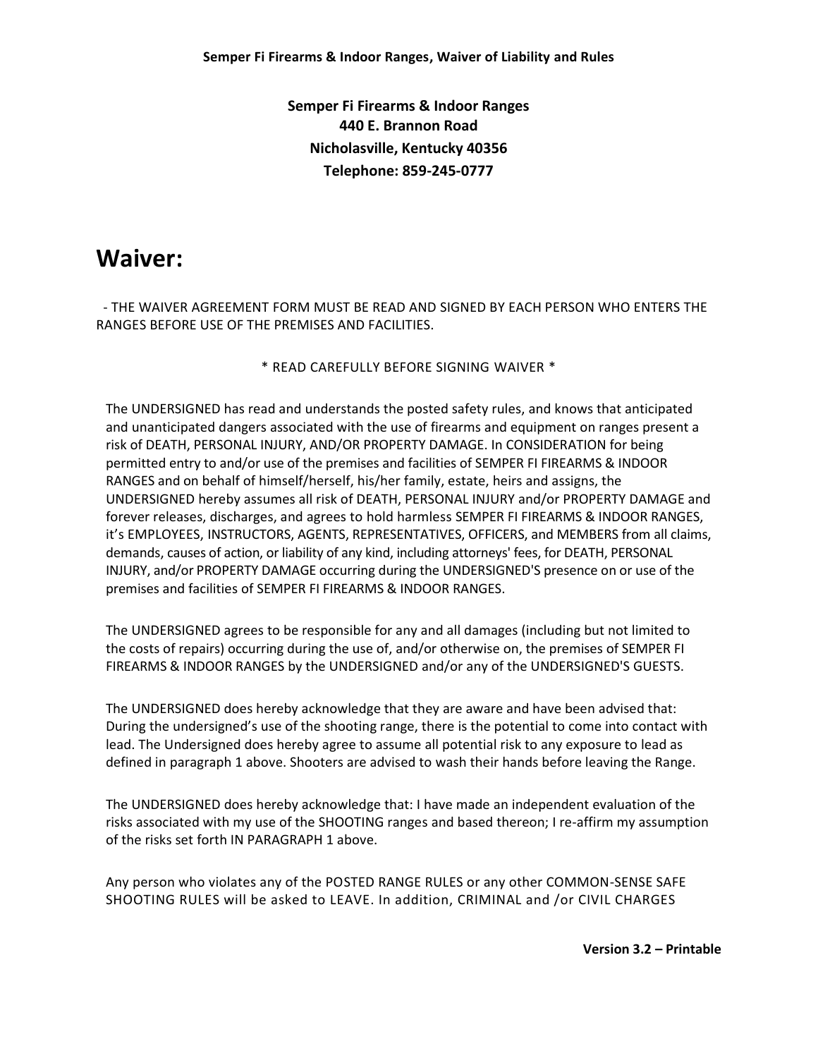**Semper Fi Firearms & Indoor Ranges**
**440 E. Brannon Road**
**Nicholasville, Kentucky 40356**
**Telephone: 859-245-0777**

# Waiver:

- THE WAIVER AGREEMENT FORM MUST BE READ AND SIGNED BY EACH PERSON WHO ENTERS THE RANGES BEFORE USE OF THE PREMISES AND FACILITIES.

\* READ CAREFULLY BEFORE SIGNING WAIVER \*

The UNDERSIGNED has read and understands the posted safety rules, and knows that anticipated and unanticipated dangers associated with the use of firearms and equipment on ranges present a risk of DEATH, PERSONAL INJURY, AND/OR PROPERTY DAMAGE. In CONSIDERATION for being permitted entry to and/or use of the premises and facilities of SEMPER FI FIREARMS & INDOOR RANGES and on behalf of himself/herself, his/her family, estate, heirs and assigns, the UNDERSIGNED hereby assumes all risk of DEATH, PERSONAL INJURY and/or PROPERTY DAMAGE and forever releases, discharges, and agrees to hold harmless SEMPER FI FIREARMS & INDOOR RANGES, it's EMPLOYEES, INSTRUCTORS, AGENTS, REPRESENTATIVES, OFFICERS, and MEMBERS from all claims, demands, causes of action, or liability of any kind, including attorneys' fees, for DEATH, PERSONAL INJURY, and/or PROPERTY DAMAGE occurring during the UNDERSIGNED'S presence on or use of the premises and facilities of SEMPER FI FIREARMS & INDOOR RANGES.

The UNDERSIGNED agrees to be responsible for any and all damages (including but not limited to the costs of repairs) occurring during the use of, and/or otherwise on, the premises of SEMPER FI FIREARMS & INDOOR RANGES by the UNDERSIGNED and/or any of the UNDERSIGNED'S GUESTS.

The UNDERSIGNED does hereby acknowledge that they are aware and have been advised that: During the undersigned's use of the shooting range, there is the potential to come into contact with lead. The Undersigned does hereby agree to assume all potential risk to any exposure to lead as defined in paragraph 1 above. Shooters are advised to wash their hands before leaving the Range.

The UNDERSIGNED does hereby acknowledge that: I have made an independent evaluation of the risks associated with my use of the SHOOTING ranges and based thereon; I re-affirm my assumption of the risks set forth IN PARAGRAPH 1 above.

Any person who violates any of the POSTED RANGE RULES or any other COMMON-SENSE SAFE SHOOTING RULES will be asked to LEAVE. In addition, CRIMINAL and /or CIVIL CHARGES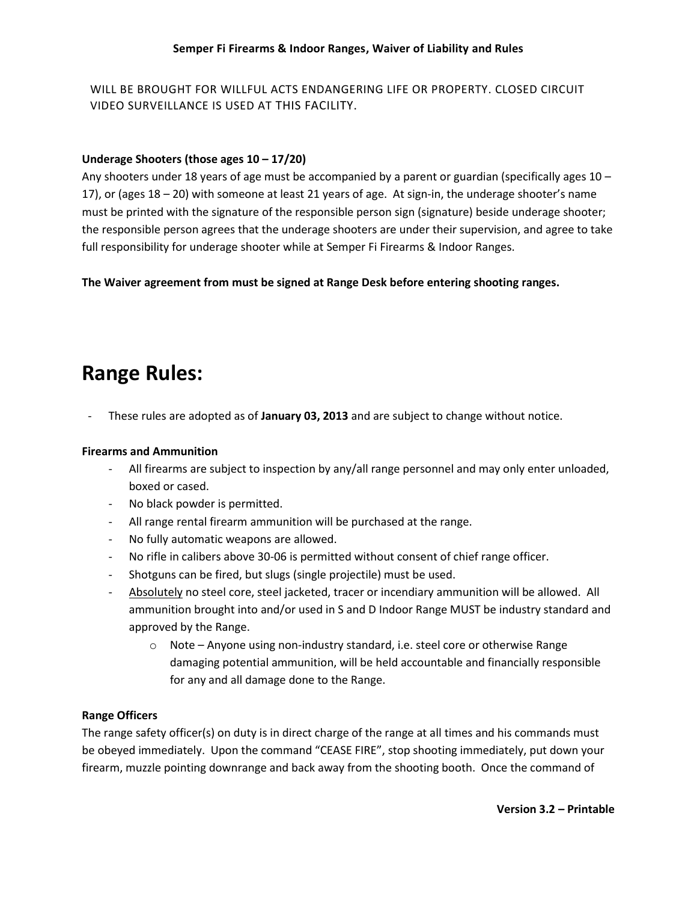WILL BE BROUGHT FOR WILLFUL ACTS ENDANGERING LIFE OR PROPERTY. CLOSED CIRCUIT VIDEO SURVEILLANCE IS USED AT THIS FACILITY.

**Underage Shooters (those ages 10 – 17/20)**

Any shooters under 18 years of age must be accompanied by a parent or guardian (specifically ages 10 – 17), or (ages 18 – 20) with someone at least 21 years of age. At sign-in, the underage shooter's name must be printed with the signature of the responsible person sign (signature) beside underage shooter; the responsible person agrees that the underage shooters are under their supervision, and agree to take full responsibility for underage shooter while at Semper Fi Firearms & Indoor Ranges.

**The Waiver agreement from must be signed at Range Desk before entering shooting ranges.**

# Range Rules:

- These rules are adopted as of **January 03, 2013** and are subject to change without notice.

**Firearms and Ammunition**

- All firearms are subject to inspection by any/all range personnel and may only enter unloaded, boxed or cased.
- No black powder is permitted.
- All range rental firearm ammunition will be purchased at the range.
- No fully automatic weapons are allowed.
- No rifle in calibers above 30-06 is permitted without consent of chief range officer.
- Shotguns can be fired, but slugs (single projectile) must be used.
- <u>Absolutely</u> no steel core, steel jacketed, tracer or incendiary ammunition will be allowed. All ammunition brought into and/or used in S and D Indoor Range MUST be industry standard and approved by the Range.
    - Note – Anyone using non-industry standard, i.e. steel core or otherwise Range damaging potential ammunition, will be held accountable and financially responsible for any and all damage done to the Range.

**Range Officers**

The range safety officer(s) on duty is in direct charge of the range at all times and his commands must be obeyed immediately. Upon the command "CEASE FIRE", stop shooting immediately, put down your firearm, muzzle pointing downrange and back away from the shooting booth. Once the command of

**Version 3.2 – Printable**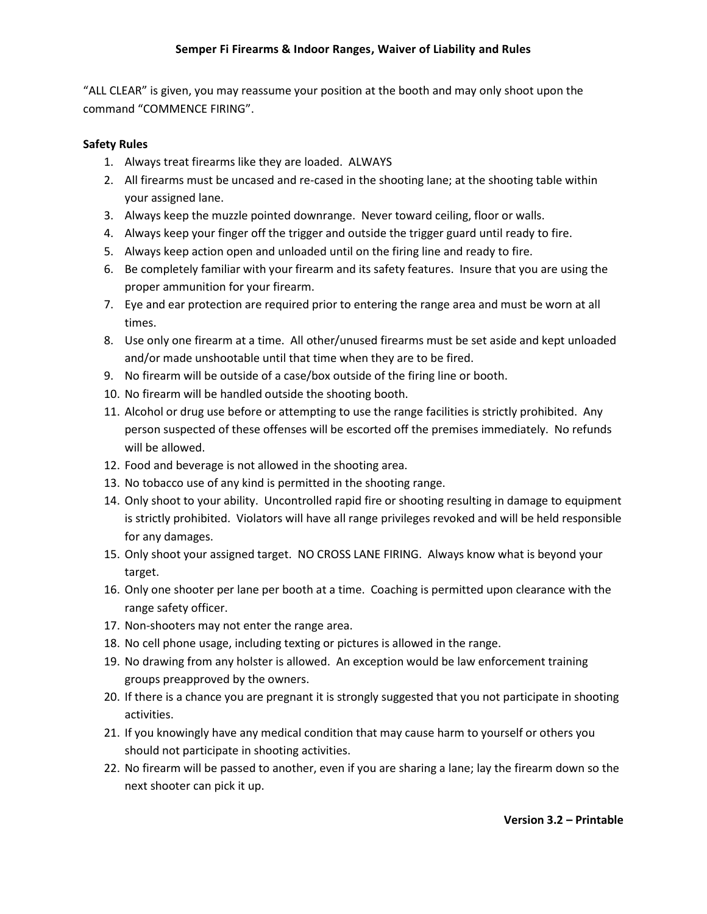"ALL CLEAR" is given, you may reassume your position at the booth and may only shoot upon the command "COMMENCE FIRING".

**Safety Rules**

1. Always treat firearms like they are loaded. ALWAYS
2. All firearms must be uncased and re-cased in the shooting lane; at the shooting table within your assigned lane.
3. Always keep the muzzle pointed downrange. Never toward ceiling, floor or walls.
4. Always keep your finger off the trigger and outside the trigger guard until ready to fire.
5. Always keep action open and unloaded until on the firing line and ready to fire.
6. Be completely familiar with your firearm and its safety features. Insure that you are using the proper ammunition for your firearm.
7. Eye and ear protection are required prior to entering the range area and must be worn at all times.
8. Use only one firearm at a time. All other/unused firearms must be set aside and kept unloaded and/or made unshootable until that time when they are to be fired.
9. No firearm will be outside of a case/box outside of the firing line or booth.
10. No firearm will be handled outside the shooting booth.
11. Alcohol or drug use before or attempting to use the range facilities is strictly prohibited. Any person suspected of these offenses will be escorted off the premises immediately. No refunds will be allowed.
12. Food and beverage is not allowed in the shooting area.
13. No tobacco use of any kind is permitted in the shooting range.
14. Only shoot to your ability. Uncontrolled rapid fire or shooting resulting in damage to equipment is strictly prohibited. Violators will have all range privileges revoked and will be held responsible for any damages.
15. Only shoot your assigned target. NO CROSS LANE FIRING. Always know what is beyond your target.
16. Only one shooter per lane per booth at a time. Coaching is permitted upon clearance with the range safety officer.
17. Non-shooters may not enter the range area.
18. No cell phone usage, including texting or pictures is allowed in the range.
19. No drawing from any holster is allowed. An exception would be law enforcement training groups preapproved by the owners.
20. If there is a chance you are pregnant it is strongly suggested that you not participate in shooting activities.
21. If you knowingly have any medical condition that may cause harm to yourself or others you should not participate in shooting activities.
22. No firearm will be passed to another, even if you are sharing a lane; lay the firearm down so the next shooter can pick it up.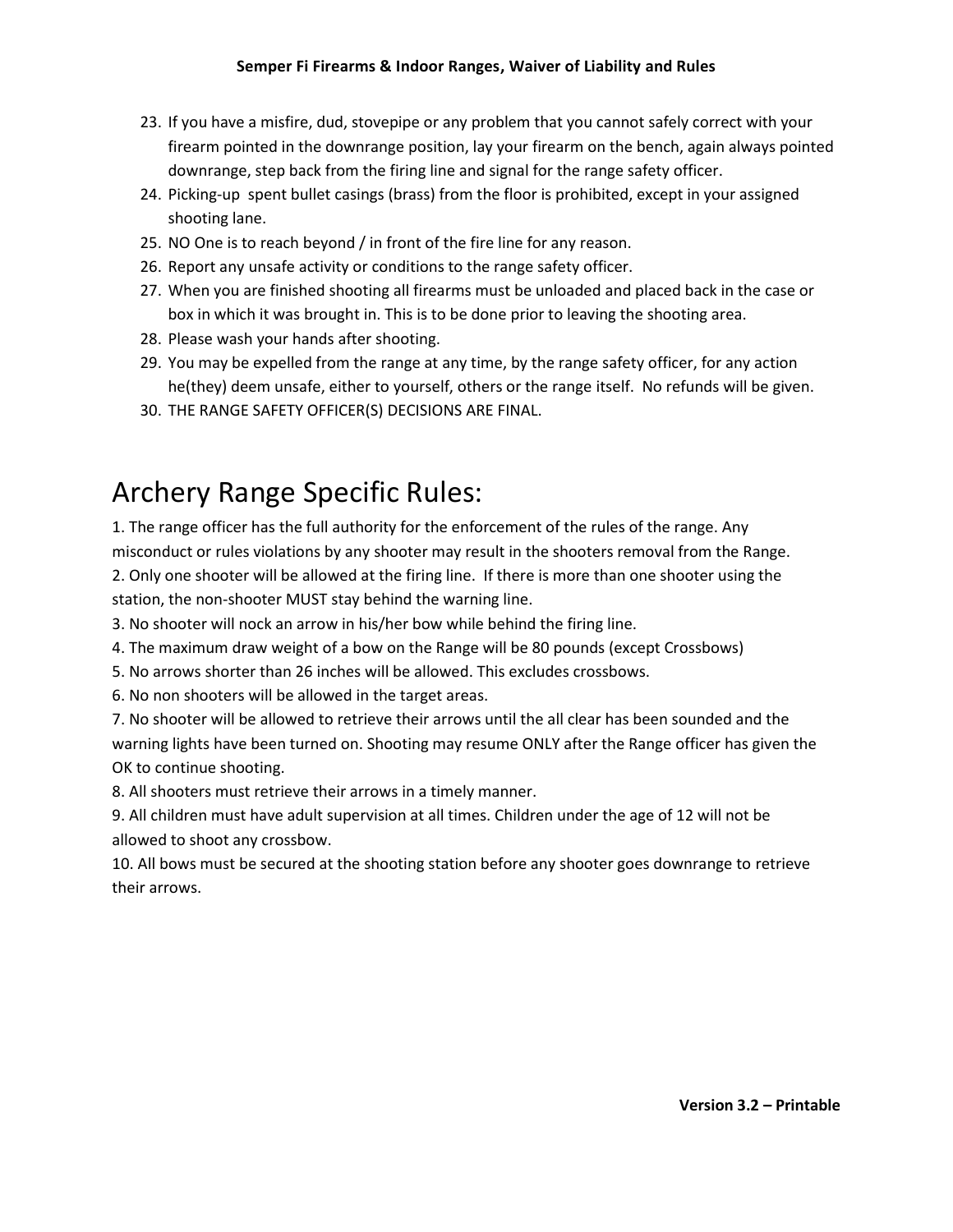23. If you have a misfire, dud, stovepipe or any problem that you cannot safely correct with your firearm pointed in the downrange position, lay your firearm on the bench, again always pointed downrange, step back from the firing line and signal for the range safety officer.
24. Picking-up spent bullet casings (brass) from the floor is prohibited, except in your assigned shooting lane.
25. NO One is to reach beyond / in front of the fire line for any reason.
26. Report any unsafe activity or conditions to the range safety officer.
27. When you are finished shooting all firearms must be unloaded and placed back in the case or box in which it was brought in. This is to be done prior to leaving the shooting area.
28. Please wash your hands after shooting.
29. You may be expelled from the range at any time, by the range safety officer, for any action he(they) deem unsafe, either to yourself, others or the range itself. No refunds will be given.
30. THE RANGE SAFETY OFFICER(S) DECISIONS ARE FINAL.

# Archery Range Specific Rules:

1. The range officer has the full authority for the enforcement of the rules of the range. Any misconduct or rules violations by any shooter may result in the shooters removal from the Range.
2. Only one shooter will be allowed at the firing line. If there is more than one shooter using the station, the non-shooter MUST stay behind the warning line.
3. No shooter will nock an arrow in his/her bow while behind the firing line.
4. The maximum draw weight of a bow on the Range will be 80 pounds (except Crossbows)
5. No arrows shorter than 26 inches will be allowed. This excludes crossbows.
6. No non shooters will be allowed in the target areas.
7. No shooter will be allowed to retrieve their arrows until the all clear has been sounded and the warning lights have been turned on. Shooting may resume ONLY after the Range officer has given the OK to continue shooting.
8. All shooters must retrieve their arrows in a timely manner.
9. All children must have adult supervision at all times. Children under the age of 12 will not be allowed to shoot any crossbow.
10. All bows must be secured at the shooting station before any shooter goes downrange to retrieve their arrows.